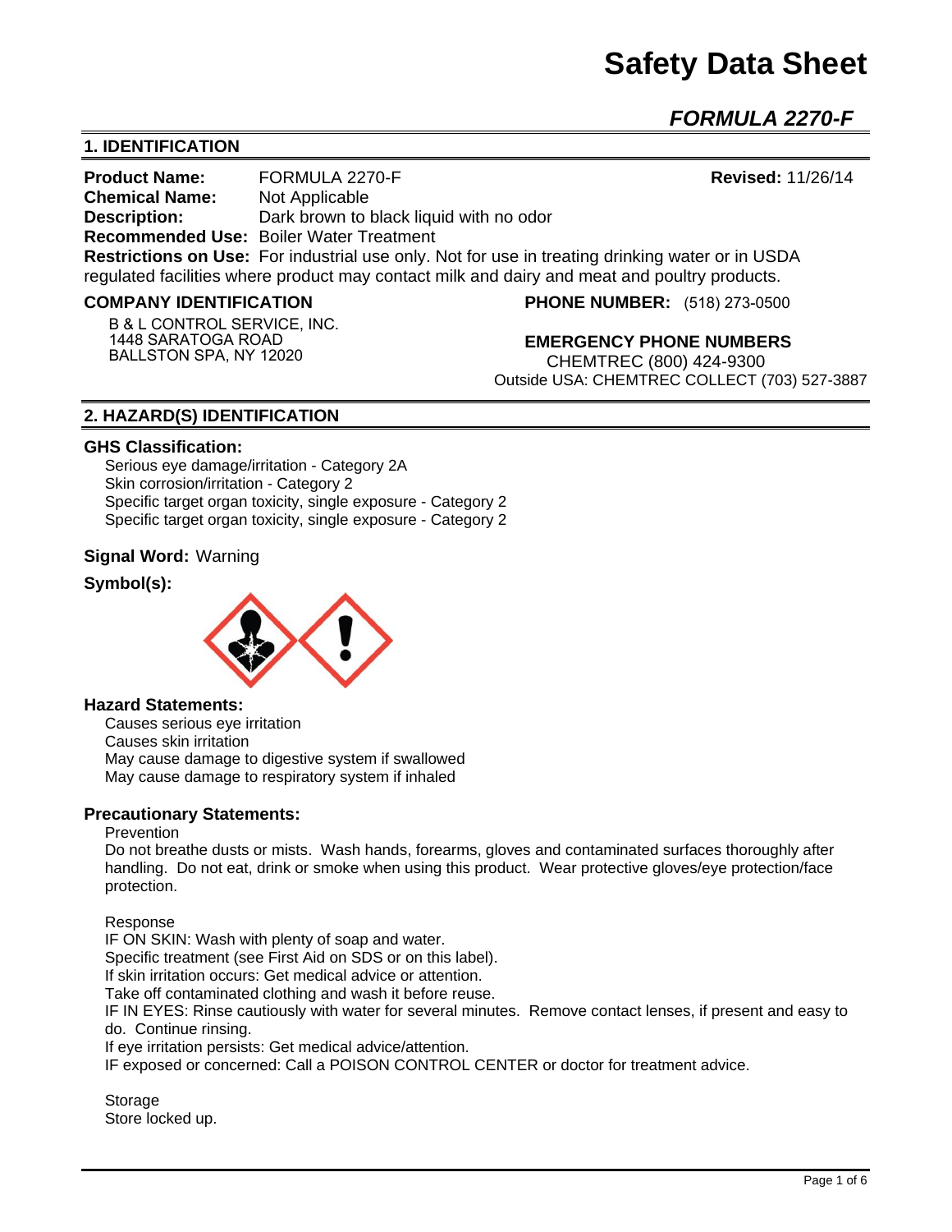# Safety Data Sheet

## *FORMULA 2270-F*

### 1. IDENTIFICATION

**Product Name:** FORMULA 2270-F **Revised:** 11/26/14
**Chemical Name:** Not Applicable
**Description:** Dark brown to black liquid with no odor
**Recommended Use:** Boiler Water Treatment
**Restrictions on Use:** For industrial use only. Not for use in treating drinking water or in USDA regulated facilities where product may contact milk and dairy and meat and poultry products.

**COMPANY IDENTIFICATION**

B & L CONTROL SERVICE, INC.
1448 SARATOGA ROAD
BALLSTON SPA, NY 12020

**PHONE NUMBER:** (518) 273-0500

**EMERGENCY PHONE NUMBERS**
CHEMTREC (800) 424-9300
Outside USA: CHEMTREC COLLECT (703) 527-3887

### 2. HAZARD(S) IDENTIFICATION

**GHS Classification:**

Serious eye damage/irritation - Category 2A
Skin corrosion/irritation - Category 2
Specific target organ toxicity, single exposure - Category 2
Specific target organ toxicity, single exposure - Category 2

**Signal Word:** Warning

**Symbol(s):**

**Hazard Statements:**

Causes serious eye irritation
Causes skin irritation
May cause damage to digestive system if swallowed
May cause damage to respiratory system if inhaled

**Precautionary Statements:**

Prevention
Do not breathe dusts or mists. Wash hands, forearms, gloves and contaminated surfaces thoroughly after handling. Do not eat, drink or smoke when using this product. Wear protective gloves/eye protection/face protection.

Response
IF ON SKIN: Wash with plenty of soap and water.
Specific treatment (see First Aid on SDS or on this label).
If skin irritation occurs: Get medical advice or attention.
Take off contaminated clothing and wash it before reuse.
IF IN EYES: Rinse cautiously with water for several minutes. Remove contact lenses, if present and easy to do. Continue rinsing.
If eye irritation persists: Get medical advice/attention.
IF exposed or concerned: Call a POISON CONTROL CENTER or doctor for treatment advice.

Storage
Store locked up.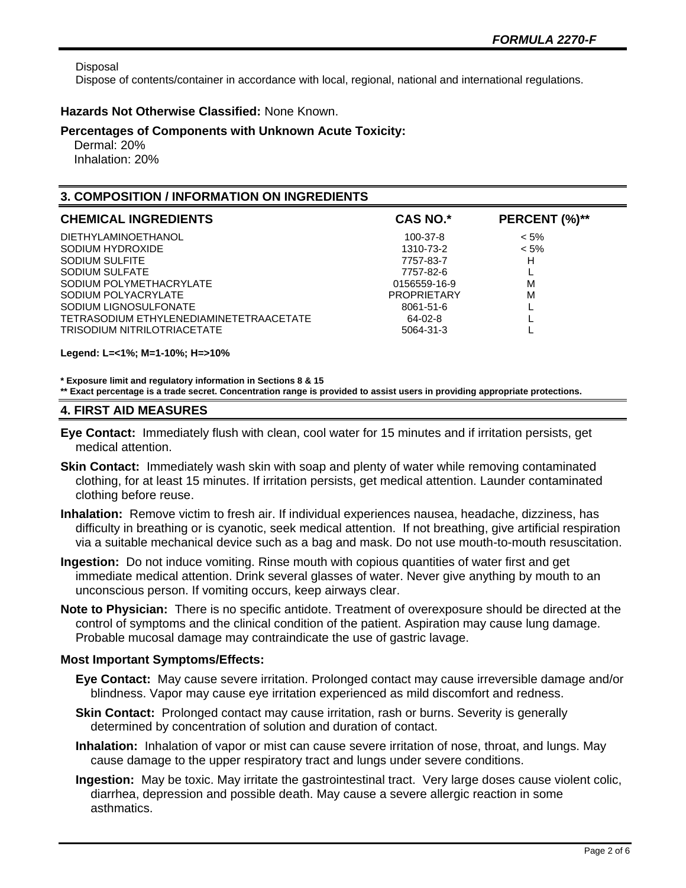Disposal

Dispose of contents/container in accordance with local, regional, national and international regulations.

**Hazards Not Otherwise Classified:** None Known.

**Percentages of Components with Unknown Acute Toxicity:**

Dermal: 20%
Inhalation: 20%

## 3. COMPOSITION / INFORMATION ON INGREDIENTS

| CHEMICAL INGREDIENTS | CAS NO.* | PERCENT (%)** |
|---|---|---|
| DIETHYLAMINOETHANOL | 100-37-8 | < 5% |
| SODIUM HYDROXIDE | 1310-73-2 | < 5% |
| SODIUM SULFITE | 7757-83-7 | H |
| SODIUM SULFATE | 7757-82-6 | L |
| SODIUM POLYMETHACRYLATE | 0156559-16-9 | M |
| SODIUM POLYACRYLATE | PROPRIETARY | M |
| SODIUM LIGNOSULFONATE | 8061-51-6 | L |
| TETRASODIUM ETHYLENEDIAMINETETRAACETATE | 64-02-8 | L |
| TRISODIUM NITRILOTRIACETATE | 5064-31-3 | L |

**Legend: L=<1%; M=1-10%; H=>10%**

**\* Exposure limit and regulatory information in Sections 8 & 15**
**\*\* Exact percentage is a trade secret. Concentration range is provided to assist users in providing appropriate protections.**

## 4. FIRST AID MEASURES

**Eye Contact:** Immediately flush with clean, cool water for 15 minutes and if irritation persists, get medical attention.

**Skin Contact:** Immediately wash skin with soap and plenty of water while removing contaminated clothing, for at least 15 minutes. If irritation persists, get medical attention. Launder contaminated clothing before reuse.

**Inhalation:** Remove victim to fresh air. If individual experiences nausea, headache, dizziness, has difficulty in breathing or is cyanotic, seek medical attention. If not breathing, give artificial respiration via a suitable mechanical device such as a bag and mask. Do not use mouth-to-mouth resuscitation.

**Ingestion:** Do not induce vomiting. Rinse mouth with copious quantities of water first and get immediate medical attention. Drink several glasses of water. Never give anything by mouth to an unconscious person. If vomiting occurs, keep airways clear.

**Note to Physician:** There is no specific antidote. Treatment of overexposure should be directed at the control of symptoms and the clinical condition of the patient. Aspiration may cause lung damage. Probable mucosal damage may contraindicate the use of gastric lavage.

**Most Important Symptoms/Effects:**

**Eye Contact:** May cause severe irritation. Prolonged contact may cause irreversible damage and/or blindness. Vapor may cause eye irritation experienced as mild discomfort and redness.

**Skin Contact:** Prolonged contact may cause irritation, rash or burns. Severity is generally determined by concentration of solution and duration of contact.

**Inhalation:** Inhalation of vapor or mist can cause severe irritation of nose, throat, and lungs. May cause damage to the upper respiratory tract and lungs under severe conditions.

**Ingestion:** May be toxic. May irritate the gastrointestinal tract. Very large doses cause violent colic, diarrhea, depression and possible death. May cause a severe allergic reaction in some asthmatics.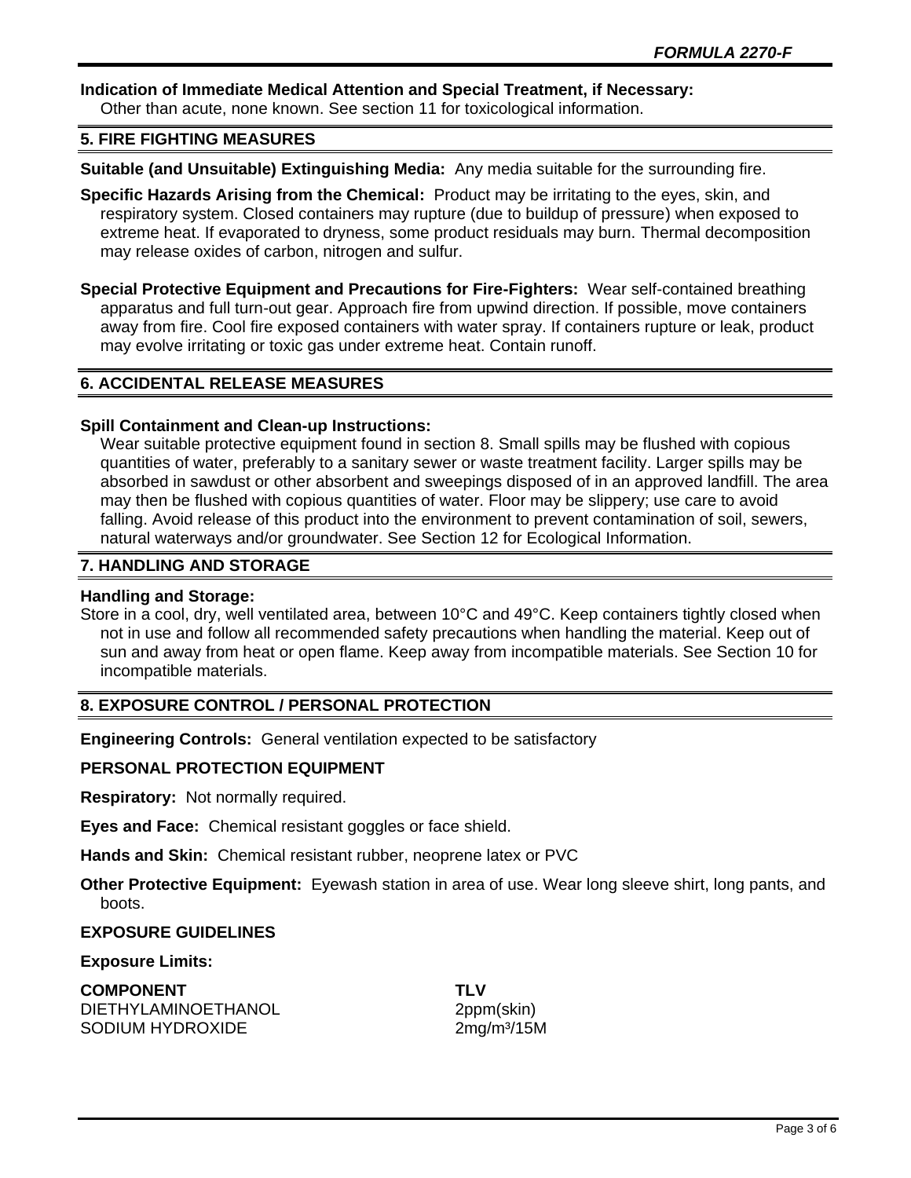**Indication of Immediate Medical Attention and Special Treatment, if Necessary:** Other than acute, none known. See section 11 for toxicological information.

## 5. FIRE FIGHTING MEASURES

**Suitable (and Unsuitable) Extinguishing Media:** Any media suitable for the surrounding fire.

**Specific Hazards Arising from the Chemical:** Product may be irritating to the eyes, skin, and respiratory system. Closed containers may rupture (due to buildup of pressure) when exposed to extreme heat. If evaporated to dryness, some product residuals may burn. Thermal decomposition may release oxides of carbon, nitrogen and sulfur.

**Special Protective Equipment and Precautions for Fire-Fighters:** Wear self-contained breathing apparatus and full turn-out gear. Approach fire from upwind direction. If possible, move containers away from fire. Cool fire exposed containers with water spray. If containers rupture or leak, product may evolve irritating or toxic gas under extreme heat. Contain runoff.

## 6. ACCIDENTAL RELEASE MEASURES

**Spill Containment and Clean-up Instructions:**

Wear suitable protective equipment found in section 8. Small spills may be flushed with copious quantities of water, preferably to a sanitary sewer or waste treatment facility. Larger spills may be absorbed in sawdust or other absorbent and sweepings disposed of in an approved landfill. The area may then be flushed with copious quantities of water. Floor may be slippery; use care to avoid falling. Avoid release of this product into the environment to prevent contamination of soil, sewers, natural waterways and/or groundwater. See Section 12 for Ecological Information.

## 7. HANDLING AND STORAGE

**Handling and Storage:**

Store in a cool, dry, well ventilated area, between 10°C and 49°C. Keep containers tightly closed when not in use and follow all recommended safety precautions when handling the material. Keep out of sun and away from heat or open flame. Keep away from incompatible materials. See Section 10 for incompatible materials.

## 8. EXPOSURE CONTROL / PERSONAL PROTECTION

**Engineering Controls:** General ventilation expected to be satisfactory

### PERSONAL PROTECTION EQUIPMENT

**Respiratory:** Not normally required.

**Eyes and Face:** Chemical resistant goggles or face shield.

**Hands and Skin:** Chemical resistant rubber, neoprene latex or PVC

**Other Protective Equipment:** Eyewash station in area of use. Wear long sleeve shirt, long pants, and boots.

### EXPOSURE GUIDELINES

**Exposure Limits:**

| COMPONENT | TLV |
|---|---|
| DIETHYLAMINOETHANOL | 2ppm(skin) |
| SODIUM HYDROXIDE | 2mg/m³/15M |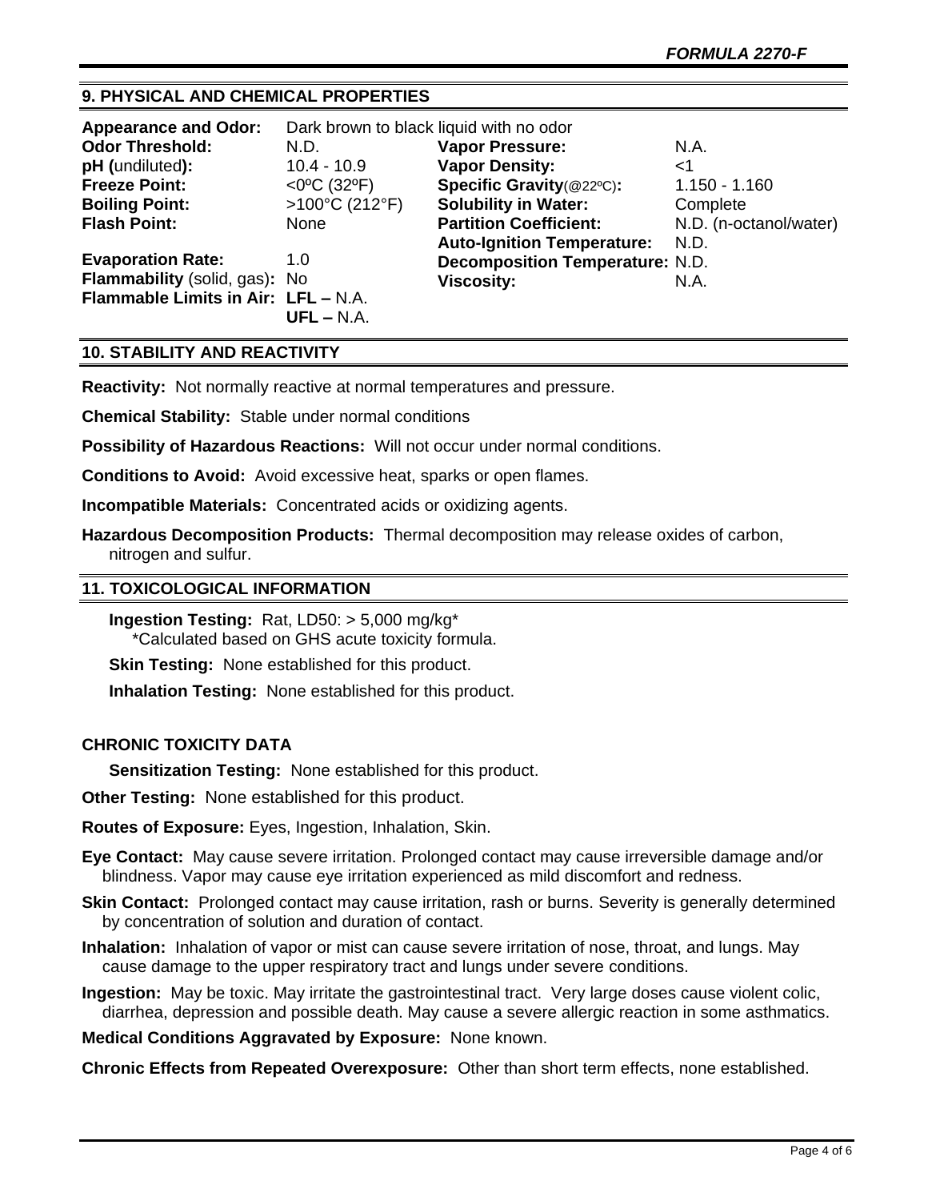## 9. PHYSICAL AND CHEMICAL PROPERTIES

**Appearance and Odor:** Dark brown to black liquid with no odor

| | | | |
|---|---|---|---|
| **Odor Threshold:** | N.D. | **Vapor Pressure:** | N.A. |
| **pH (**undiluted**):** | 10.4 - 10.9 | **Vapor Density:** | <1 |
| **Freeze Point:** | <0ºC (32ºF) | **Specific Gravity**(@22ºC)**:** | 1.150 - 1.160 |
| **Boiling Point:** | >100°C (212°F) | **Solubility in Water:** | Complete |
| **Flash Point:** | None | **Partition Coefficient:** | N.D. (n-octanol/water) |
| | | **Auto-Ignition Temperature:** | N.D. |
| **Evaporation Rate:** | 1.0 | **Decomposition Temperature:** | N.D. |
| **Flammability** (solid, gas)**:** | No | **Viscosity:** | N.A. |
| **Flammable Limits in Air:** | **LFL –** N.A. | | |
| | **UFL –** N.A. | | |

## 10. STABILITY AND REACTIVITY

**Reactivity:** Not normally reactive at normal temperatures and pressure.

**Chemical Stability:** Stable under normal conditions

**Possibility of Hazardous Reactions:** Will not occur under normal conditions.

**Conditions to Avoid:** Avoid excessive heat, sparks or open flames.

**Incompatible Materials:** Concentrated acids or oxidizing agents.

**Hazardous Decomposition Products:** Thermal decomposition may release oxides of carbon, nitrogen and sulfur.

## 11. TOXICOLOGICAL INFORMATION

**Ingestion Testing:** Rat, LD50: > 5,000 mg/kg*
*Calculated based on GHS acute toxicity formula.

**Skin Testing:** None established for this product.

**Inhalation Testing:** None established for this product.

### CHRONIC TOXICITY DATA

**Sensitization Testing:** None established for this product.

**Other Testing:** None established for this product.

**Routes of Exposure:** Eyes, Ingestion, Inhalation, Skin.

**Eye Contact:** May cause severe irritation. Prolonged contact may cause irreversible damage and/or blindness. Vapor may cause eye irritation experienced as mild discomfort and redness.

**Skin Contact:** Prolonged contact may cause irritation, rash or burns. Severity is generally determined by concentration of solution and duration of contact.

**Inhalation:** Inhalation of vapor or mist can cause severe irritation of nose, throat, and lungs. May cause damage to the upper respiratory tract and lungs under severe conditions.

**Ingestion:** May be toxic. May irritate the gastrointestinal tract. Very large doses cause violent colic, diarrhea, depression and possible death. May cause a severe allergic reaction in some asthmatics.

**Medical Conditions Aggravated by Exposure:** None known.

**Chronic Effects from Repeated Overexposure:** Other than short term effects, none established.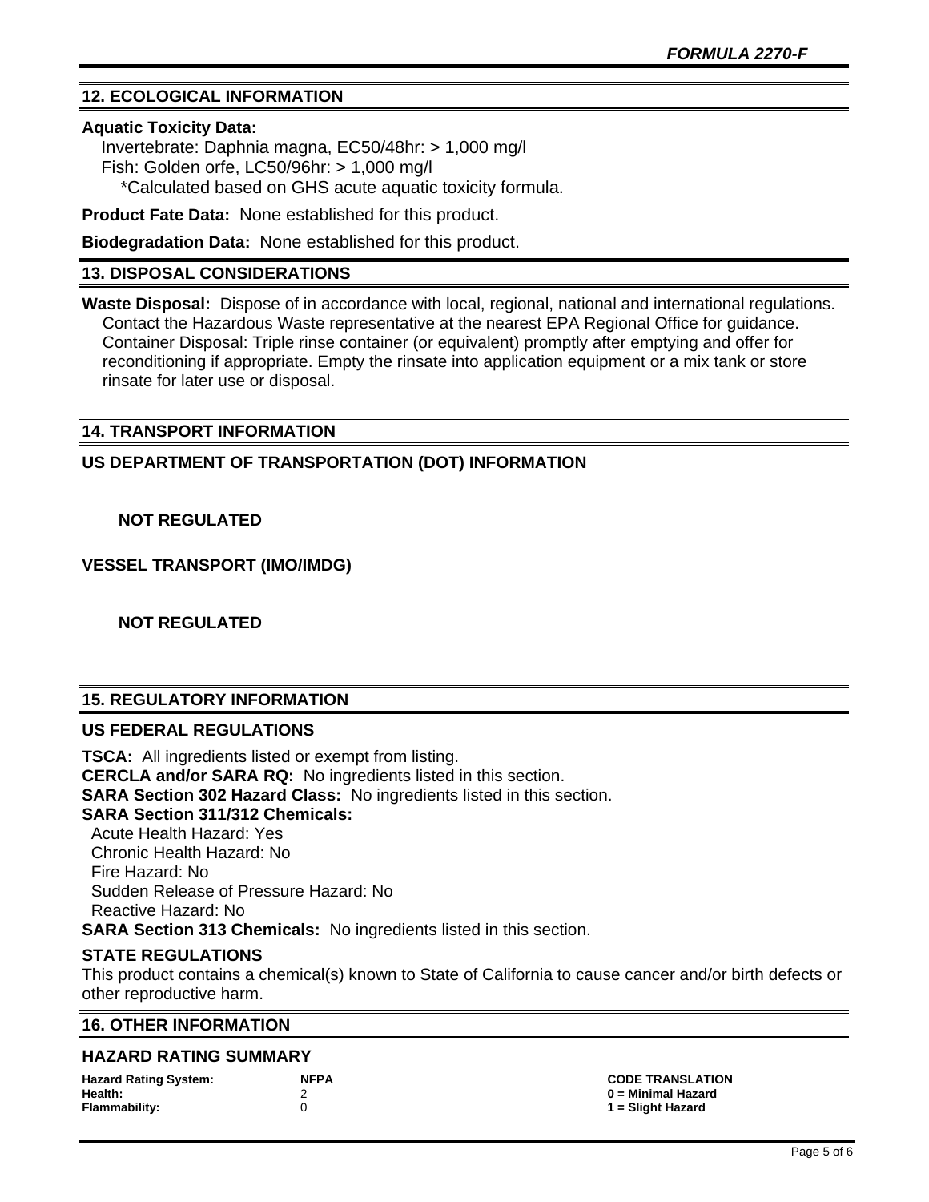## 12. ECOLOGICAL INFORMATION

**Aquatic Toxicity Data:**
Invertebrate: Daphnia magna, EC50/48hr: > 1,000 mg/l
Fish: Golden orfe, LC50/96hr: > 1,000 mg/l
*Calculated based on GHS acute aquatic toxicity formula.

**Product Fate Data:** None established for this product.

**Biodegradation Data:** None established for this product.

## 13. DISPOSAL CONSIDERATIONS

**Waste Disposal:** Dispose of in accordance with local, regional, national and international regulations. Contact the Hazardous Waste representative at the nearest EPA Regional Office for guidance. Container Disposal: Triple rinse container (or equivalent) promptly after emptying and offer for reconditioning if appropriate. Empty the rinsate into application equipment or a mix tank or store rinsate for later use or disposal.

## 14. TRANSPORT INFORMATION

### US DEPARTMENT OF TRANSPORTATION (DOT) INFORMATION

**NOT REGULATED**

### VESSEL TRANSPORT (IMO/IMDG)

**NOT REGULATED**

## 15. REGULATORY INFORMATION

### US FEDERAL REGULATIONS

**TSCA:** All ingredients listed or exempt from listing.
**CERCLA and/or SARA RQ:** No ingredients listed in this section.
**SARA Section 302 Hazard Class:** No ingredients listed in this section.
**SARA Section 311/312 Chemicals:**
Acute Health Hazard: Yes
Chronic Health Hazard: No
Fire Hazard: No
Sudden Release of Pressure Hazard: No
Reactive Hazard: No
**SARA Section 313 Chemicals:** No ingredients listed in this section.

### STATE REGULATIONS

This product contains a chemical(s) known to State of California to cause cancer and/or birth defects or other reproductive harm.

## 16. OTHER INFORMATION

### HAZARD RATING SUMMARY

| Hazard Rating System: | NFPA | CODE TRANSLATION |
|---|---|---|
| Health: | 2 | 0 = Minimal Hazard |
| Flammability: | 0 | 1 = Slight Hazard |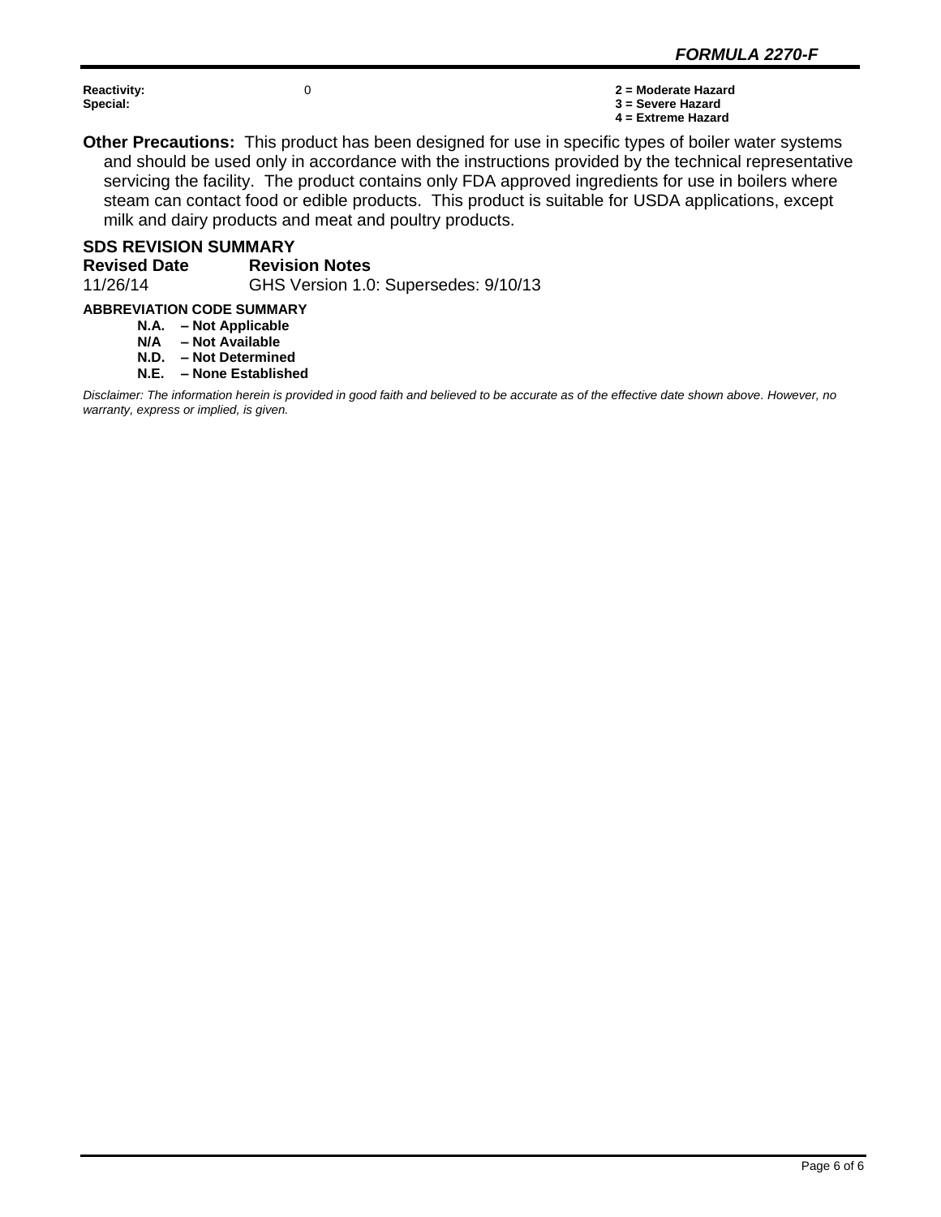| | | |
|---|---|---|
| **Reactivity:** | 0 | **2 = Moderate Hazard** |
| **Special:** | | **3 = Severe Hazard** |
| | | **4 = Extreme Hazard** |

**Other Precautions:** This product has been designed for use in specific types of boiler water systems and should be used only in accordance with the instructions provided by the technical representative servicing the facility. The product contains only FDA approved ingredients for use in boilers where steam can contact food or edible products. This product is suitable for USDA applications, except milk and dairy products and meat and poultry products.

## SDS REVISION SUMMARY

| Revised Date | Revision Notes |
|---|---|
| 11/26/14 | GHS Version 1.0: Supersedes: 9/10/13 |

**ABBREVIATION CODE SUMMARY**

- **N.A. – Not Applicable**
- **N/A – Not Available**
- **N.D. – Not Determined**
- **N.E. – None Established**

*Disclaimer: The information herein is provided in good faith and believed to be accurate as of the effective date shown above. However, no warranty, express or implied, is given.*